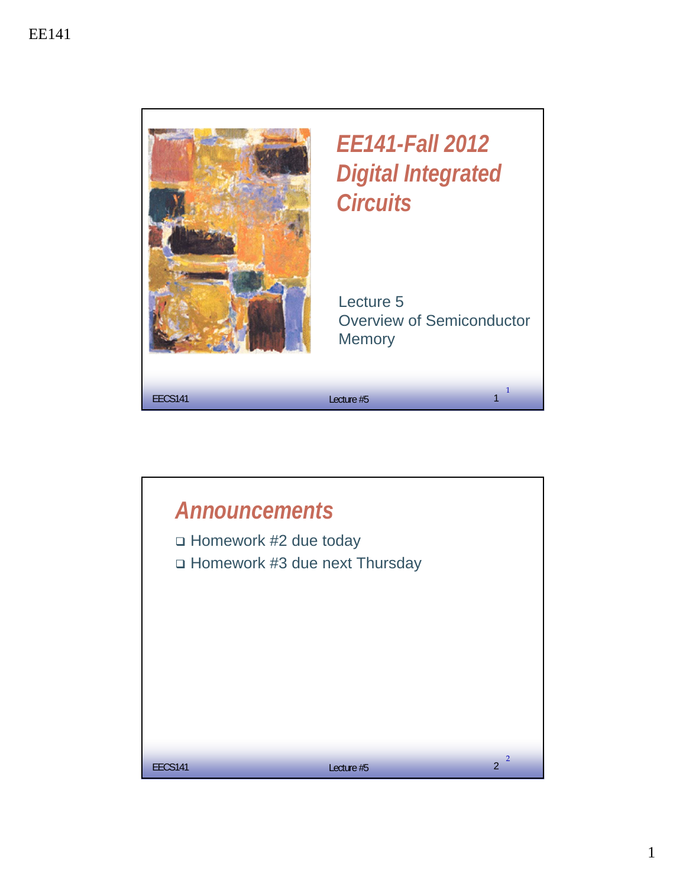# EE141-Fall 2012 Digital Integrated Circuits

Lecture 5
Overview of Semiconductor Memory

## Announcements

- Homework #2 due today
- Homework #3 due next Thursday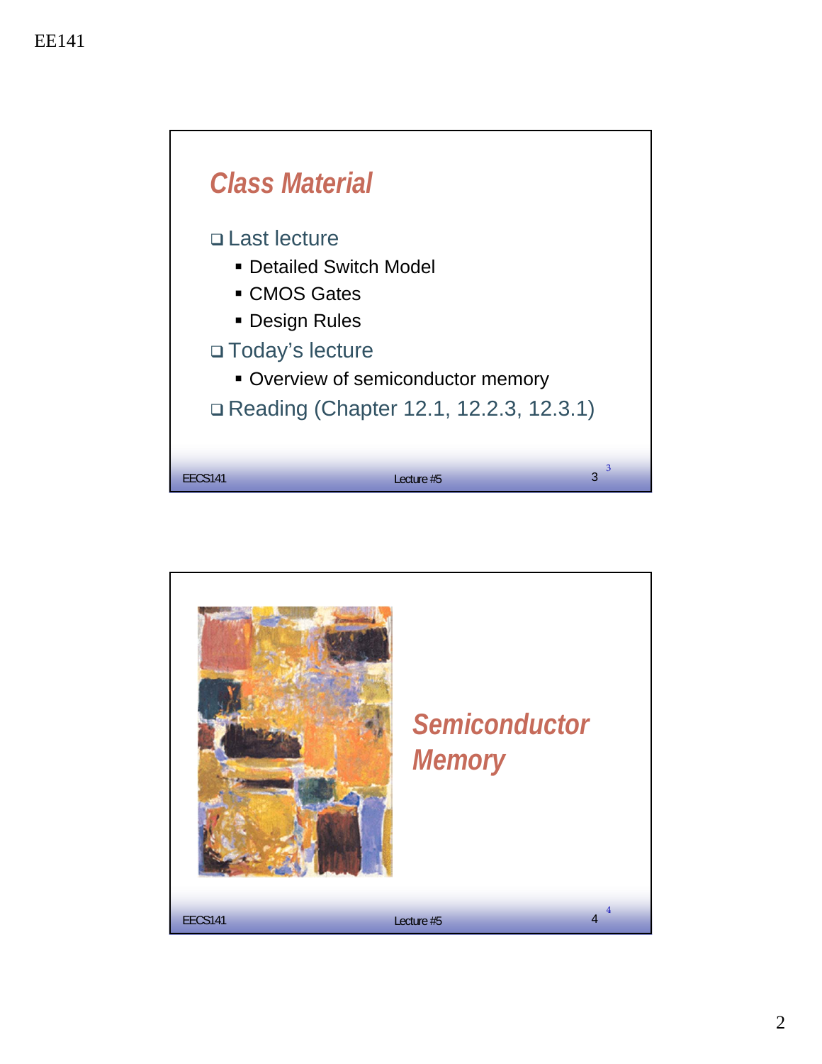## Class Material

- Last lecture
  - Detailed Switch Model
  - CMOS Gates
  - Design Rules
- Today's lecture
  - Overview of semiconductor memory
- Reading (Chapter 12.1, 12.2.3, 12.3.1)

## Semiconductor Memory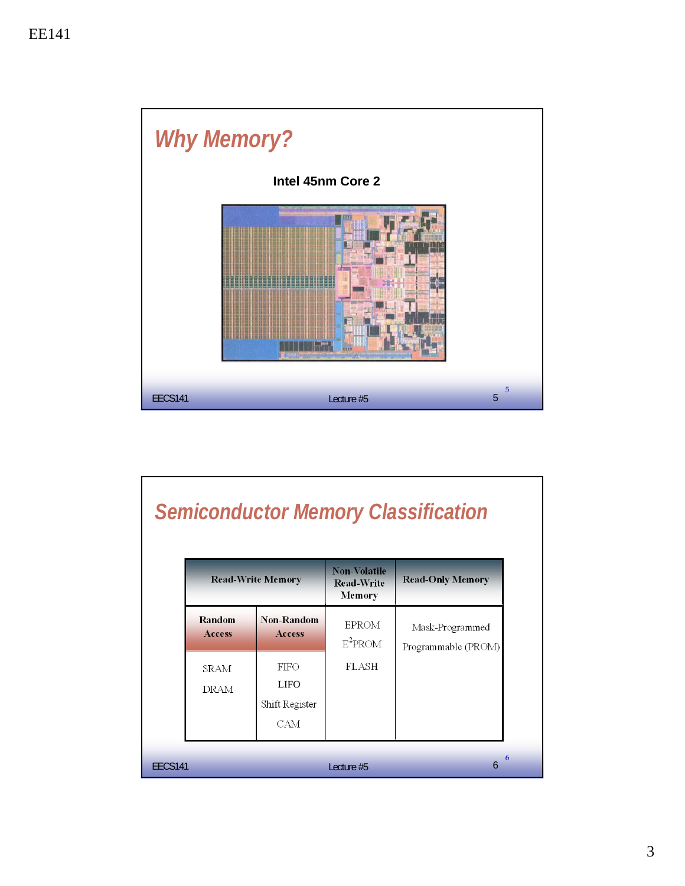## Why Memory?

**Intel 45nm Core 2**

## Semiconductor Memory Classification

| Read-Write Memory | | Non-Volatile Read-Write Memory | Read-Only Memory |
|---|---|---|---|
| **Random Access** | **Non-Random Access** | EPROM | Mask-Programmed |
| SRAM | FIFO | $E^2PROM$ | Programmable (PROM) |
| DRAM | LIFO | FLASH | |
| | Shift Register | | |
| | CAM | | |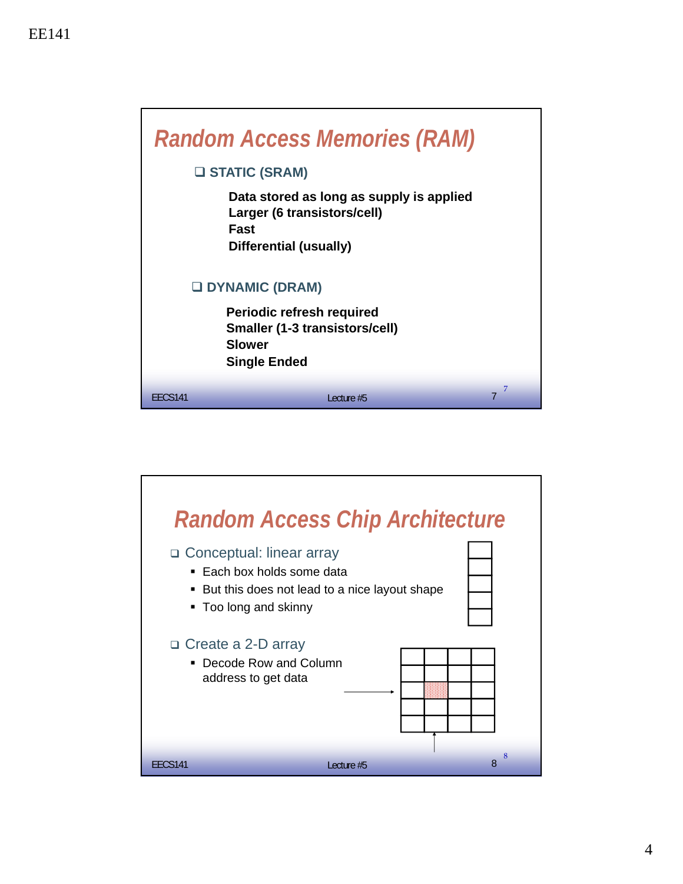## Random Access Memories (RAM)

- **STATIC (SRAM)**

  **Data stored as long as supply is applied**
  **Larger (6 transistors/cell)**
  **Fast**
  **Differential (usually)**

- **DYNAMIC (DRAM)**

  **Periodic refresh required**
  **Smaller (1-3 transistors/cell)**
  **Slower**
  **Single Ended**

## Random Access Chip Architecture

- Conceptual: linear array
  - Each box holds some data
  - But this does not lead to a nice layout shape
  - Too long and skinny
- Create a 2-D array
  - Decode Row and Column address to get data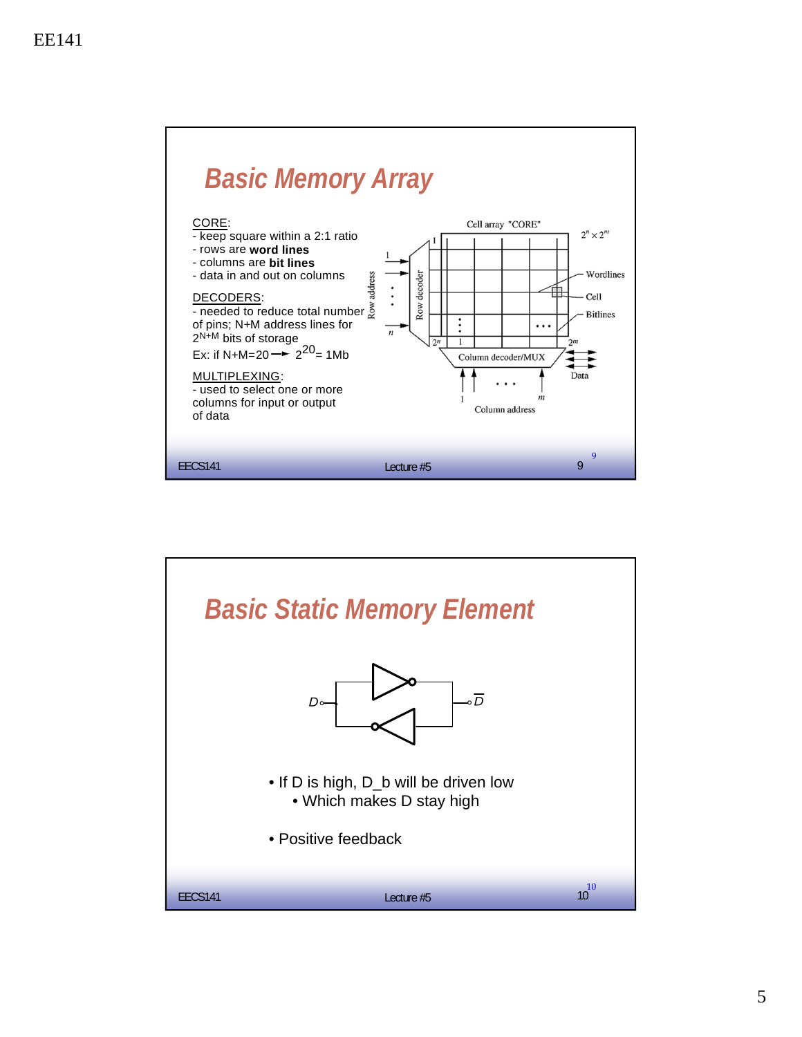## Basic Memory Array

CORE:
- keep square within a 2:1 ratio
- rows are **word lines**
- columns are **bit lines**
- data in and out on columns

DECODERS:
- needed to reduce total number of pins; N+M address lines for $2^{N+M}$ bits of storage

Ex: if N+M=20 → $2^{20}$= 1Mb

MULTIPLEXING:
- used to select one or more columns for input or output of data

## Basic Static Memory Element

- If D is high, D_b will be driven low
  - Which makes D stay high
- Positive feedback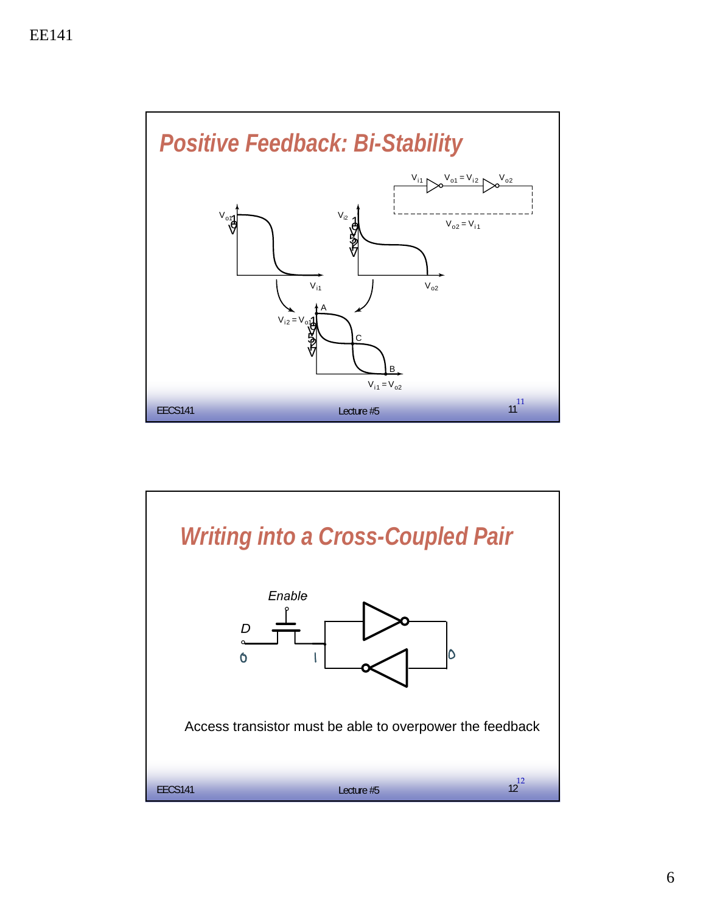## Positive Feedback: Bi-Stability

$V_{i1}$ $V_{o1} = V_{i2}$ $V_{o2}$

$V_{o2} = V_{i1}$

$V_{o1}$ $V_{i1}$ $V_{i2}$ $V_{o2}$

$V_{i2} = V_{o1}$ A C B $V_{i1} = V_{o2}$

## Writing into a Cross-Coupled Pair

*Enable*

*D*

0 1 0

Access transistor must be able to overpower the feedback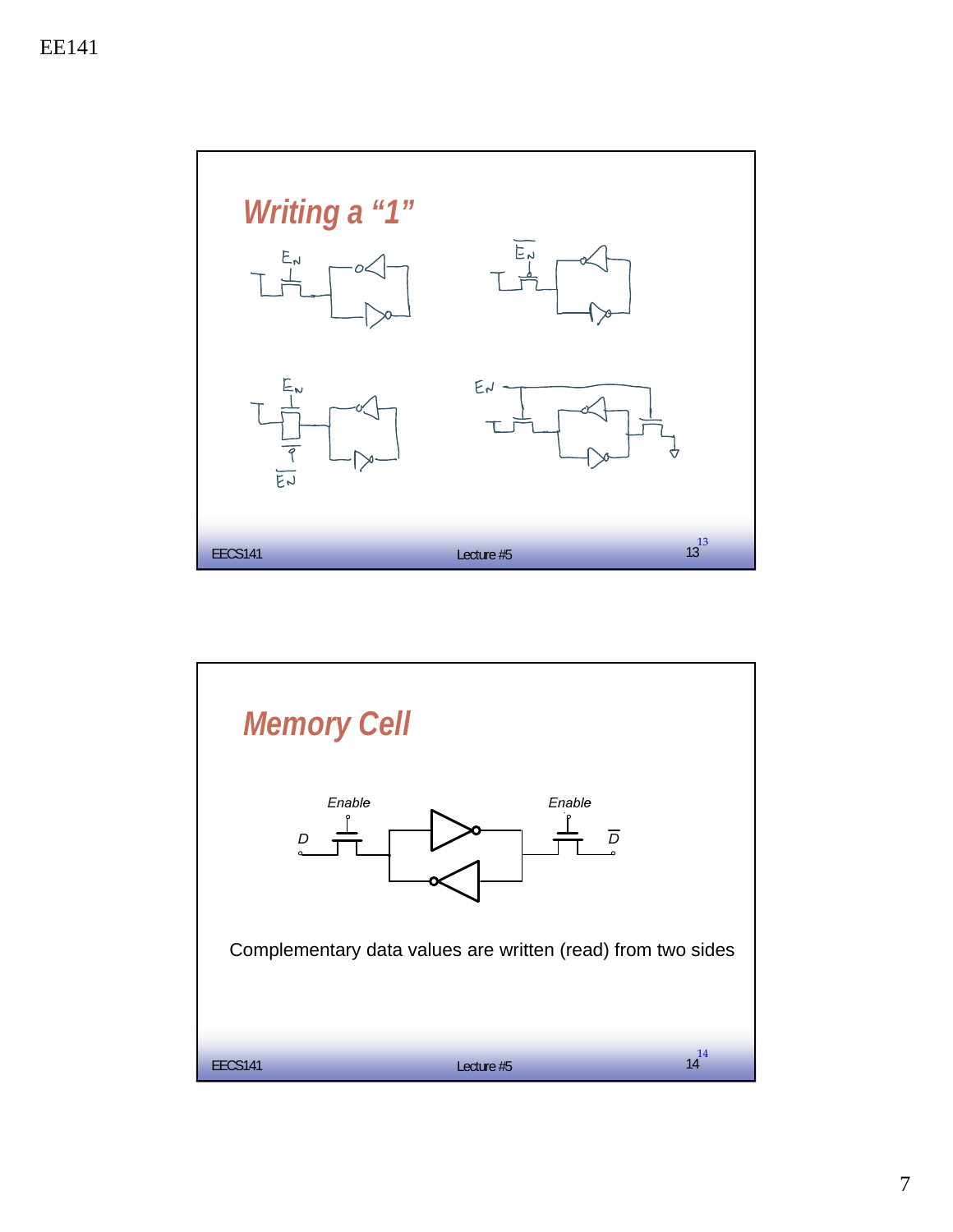## Writing a "1"

## Memory Cell

Complementary data values are written (read) from two sides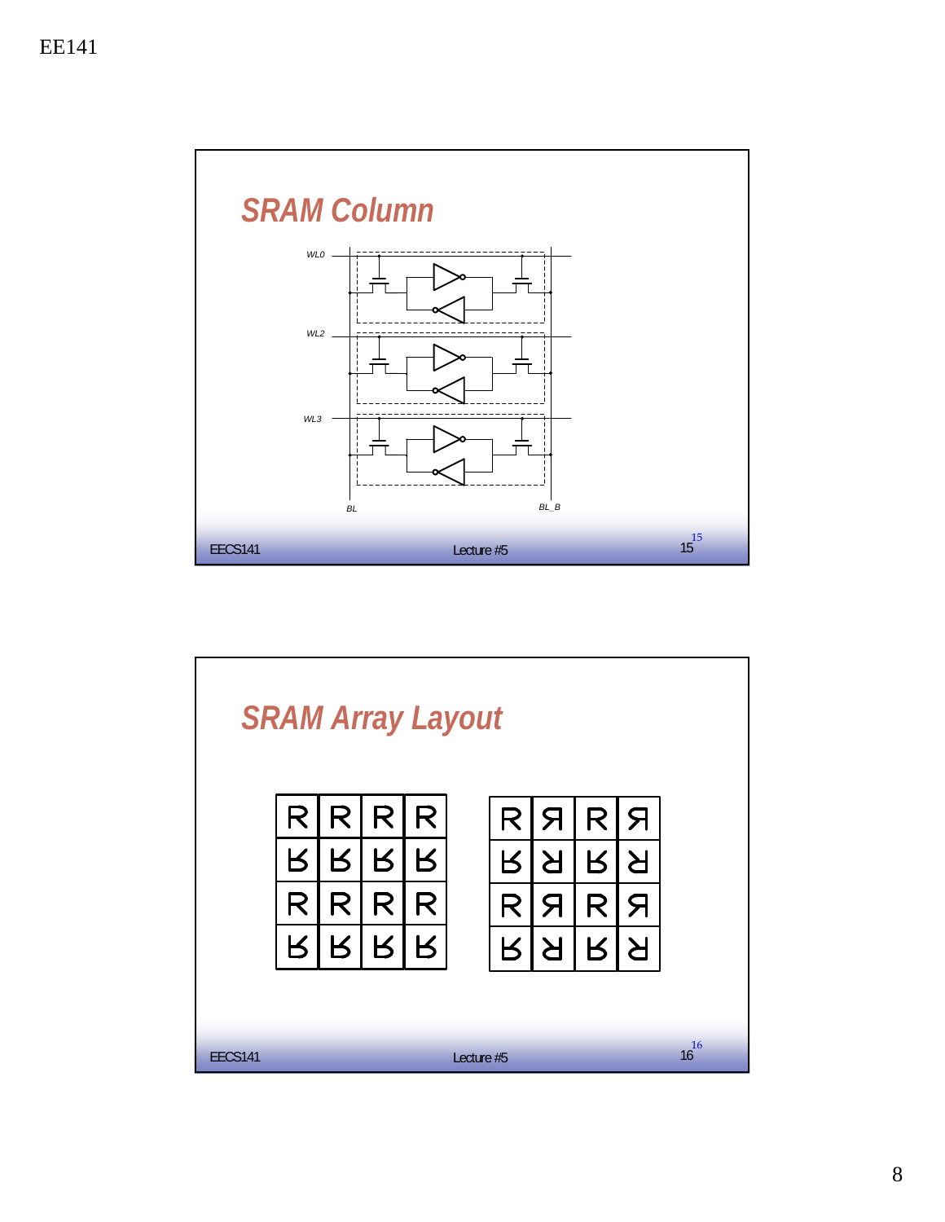## SRAM Column

WL0

WL2

WL3

BL

BL_B

## SRAM Array Layout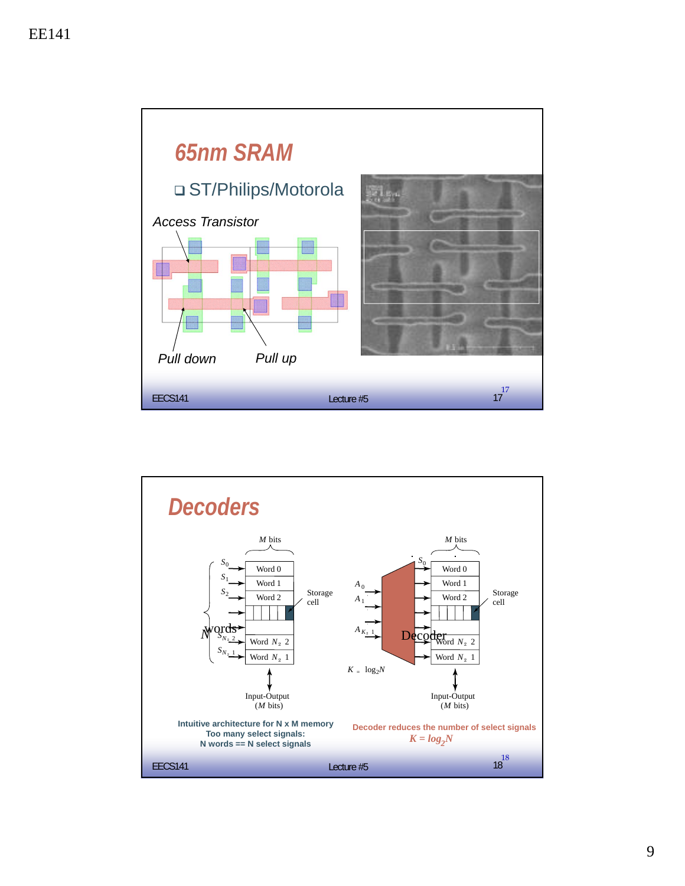# 65nm SRAM

- ST/Philips/Motorola

Access Transistor

Pull down

Pull up

# Decoders

$M$ bits

$S_0$ → Word 0
$S_1$ → Word 1
$S_2$ → Word 2

Storage cell

$N$ words

$S_{N-2}$ → Word $N-2$
$S_{N-1}$ → Word $N-1$

Input-Output ($M$ bits)

$M$ bits

$A_0$, $A_1$, $A_{K-1}$ → Decoder

$S_0$ → Word 0, Word 1, Word 2, ..., Word $N-2$, Word $N-1$

Storage cell

$K = \log_2 N$

Input-Output ($M$ bits)

**Intuitive architecture for N x M memory**
**Too many select signals:**
**N words == N select signals**

**Decoder reduces the number of select signals**

$K = \log_2 N$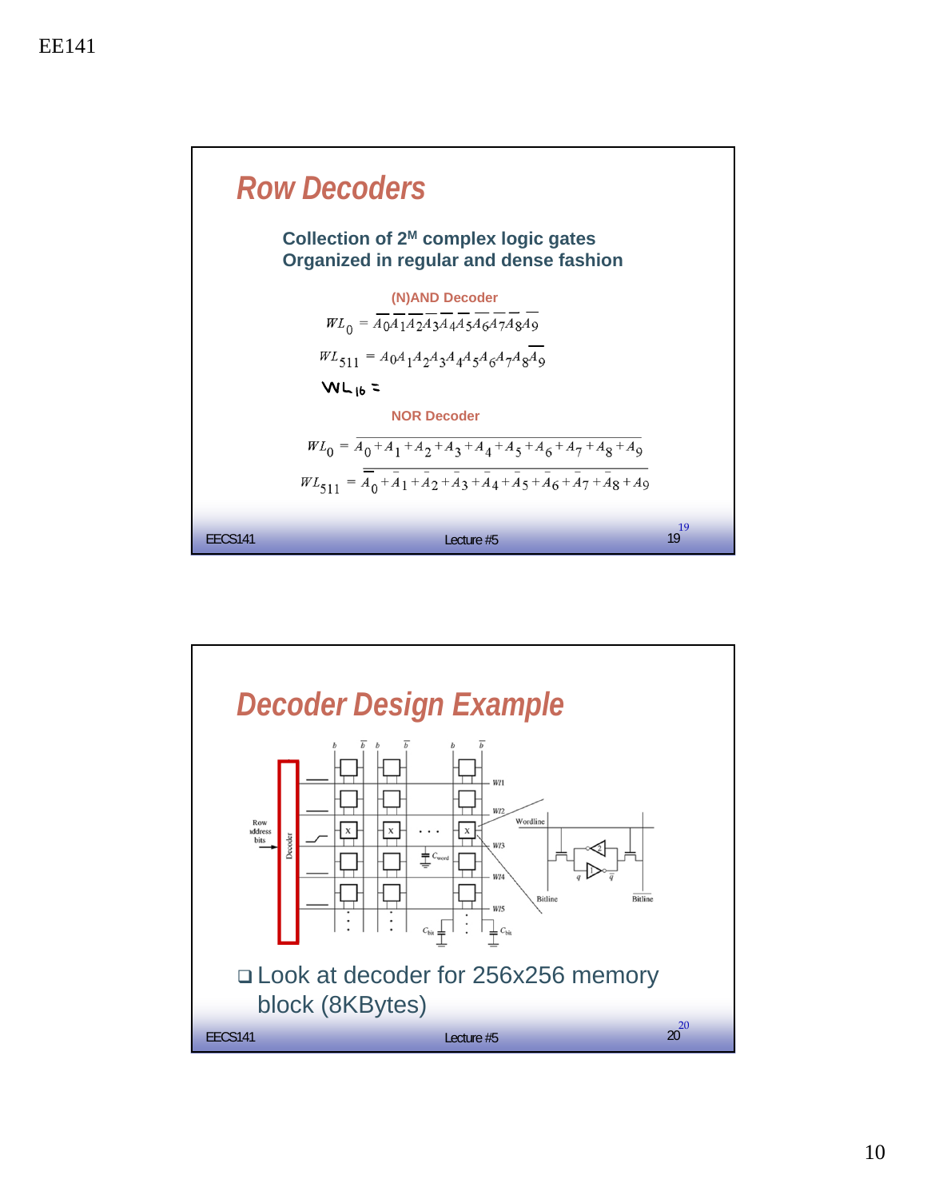## Row Decoders

**Collection of $2^M$ complex logic gates**
**Organized in regular and dense fashion**

**(N)AND Decoder**

$$WL_0 = \overline{A_0}\,\overline{A_1}\,\overline{A_2}\,\overline{A_3}\,\overline{A_4}\,\overline{A_5}\,\overline{A_6}\,\overline{A_7}\,\overline{A_8}\,\overline{A_9}$$

$$WL_{511} = \overline{A_0}A_1A_2A_3A_4A_5A_6A_7A_8A_9$$

$WL_{16} =$

**NOR Decoder**

$$WL_0 = \overline{A_0 + A_1 + A_2 + A_3 + A_4 + A_5 + A_6 + A_7 + A_8 + A_9}$$

$$WL_{511} = \overline{\overline{A_0} + \overline{A_1} + \overline{A_2} + \overline{A_3} + \overline{A_4} + \overline{A_5} + \overline{A_6} + \overline{A_7} + \overline{A_8} + \overline{A_9}}$$

EECS141 Lecture #5

## Decoder Design Example

- Look at decoder for 256x256 memory block (8KBytes)

EECS141 Lecture #5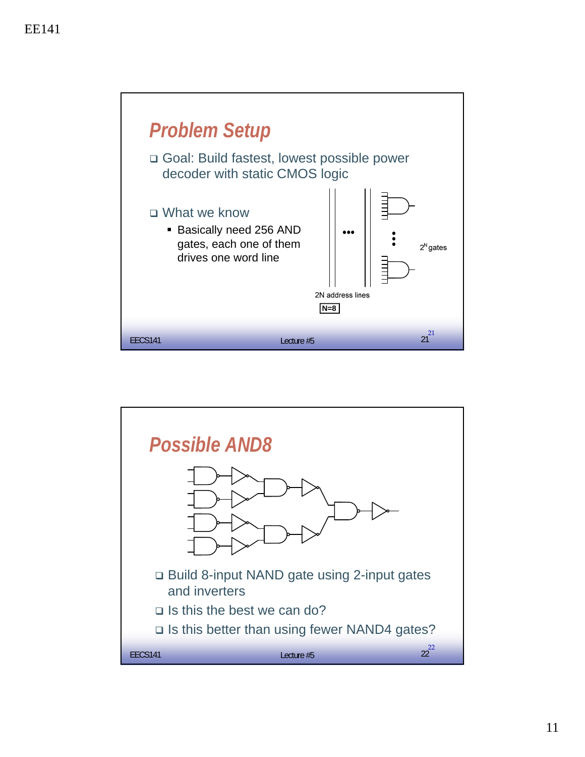## Problem Setup

- Goal: Build fastest, lowest possible power decoder with static CMOS logic

- What we know
  - Basically need 256 AND gates, each one of them drives one word line

$2^N$ gates

2N address lines

N=8

## Possible AND8

- Build 8-input NAND gate using 2-input gates and inverters
- Is this the best we can do?
- Is this better than using fewer NAND4 gates?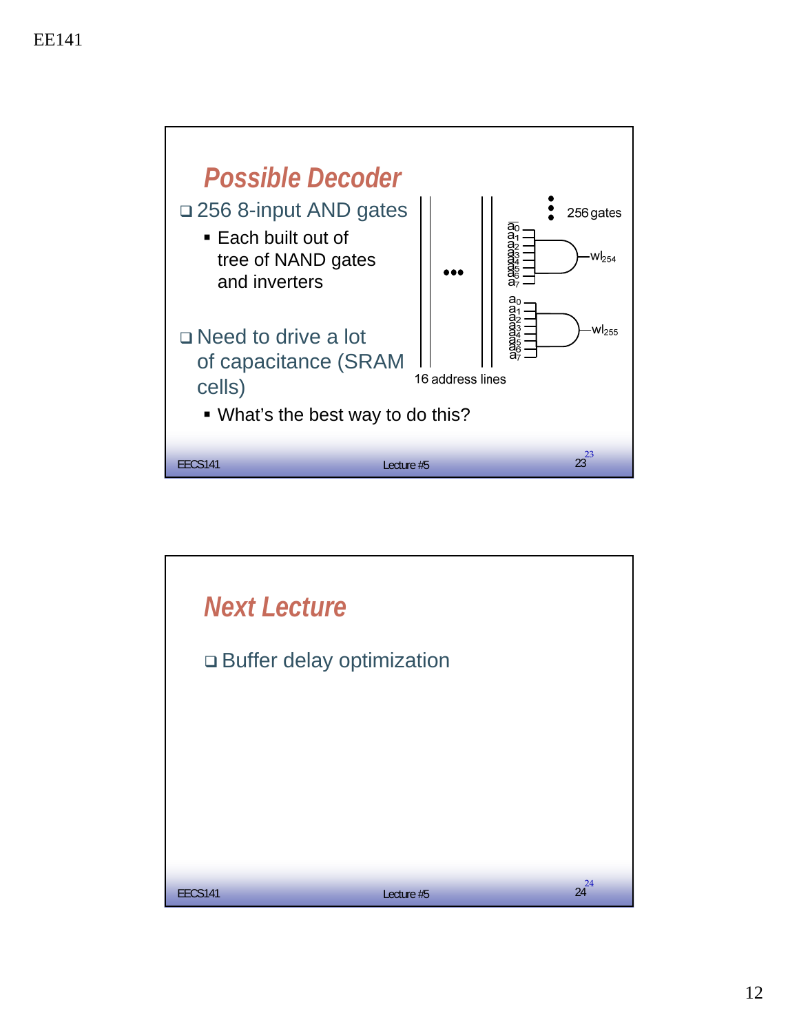## Possible Decoder

- 256 8-input AND gates
  - Each built out of tree of NAND gates and inverters
- Need to drive a lot of capacitance (SRAM cells)
  - What's the best way to do this?

256 gates

$\bar{a}_0$ $a_1$ $a_2$ $a_3$ $a_4$ $a_5$ $a_6$ $a_7$ — $wl_{254}$

$a_0$ $a_1$ $a_2$ $a_3$ $a_4$ $a_5$ $a_6$ $a_7$ — $wl_{255}$

16 address lines

## Next Lecture

- Buffer delay optimization